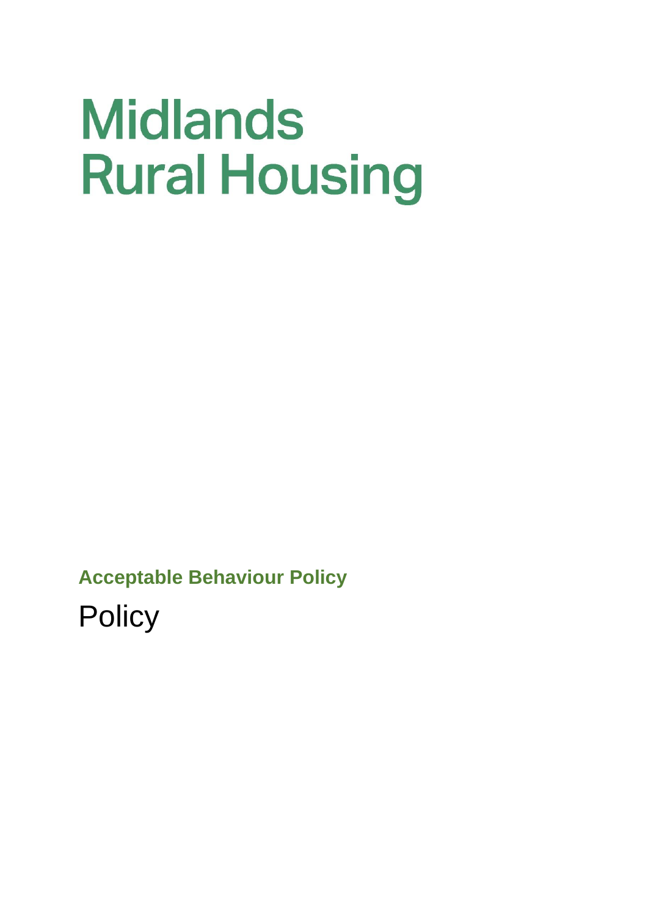# Midlands Rural Housing

**Acceptable Behaviour Policy**

Policy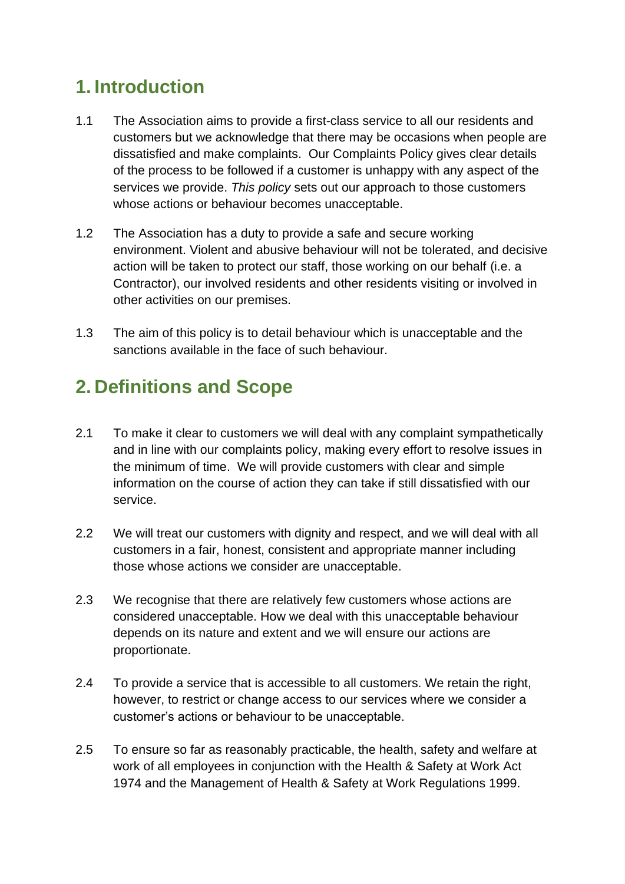# 1. Introduction

1.1 The Association aims to provide a first-class service to all our residents and customers but we acknowledge that there may be occasions when people are dissatisfied and make complaints. Our Complaints Policy gives clear details of the process to be followed if a customer is unhappy with any aspect of the services we provide. *This policy* sets out our approach to those customers whose actions or behaviour becomes unacceptable.

1.2 The Association has a duty to provide a safe and secure working environment. Violent and abusive behaviour will not be tolerated, and decisive action will be taken to protect our staff, those working on our behalf (i.e. a Contractor), our involved residents and other residents visiting or involved in other activities on our premises.

1.3 The aim of this policy is to detail behaviour which is unacceptable and the sanctions available in the face of such behaviour.

# 2. Definitions and Scope

2.1 To make it clear to customers we will deal with any complaint sympathetically and in line with our complaints policy, making every effort to resolve issues in the minimum of time. We will provide customers with clear and simple information on the course of action they can take if still dissatisfied with our service.

2.2 We will treat our customers with dignity and respect, and we will deal with all customers in a fair, honest, consistent and appropriate manner including those whose actions we consider are unacceptable.

2.3 We recognise that there are relatively few customers whose actions are considered unacceptable. How we deal with this unacceptable behaviour depends on its nature and extent and we will ensure our actions are proportionate.

2.4 To provide a service that is accessible to all customers. We retain the right, however, to restrict or change access to our services where we consider a customer's actions or behaviour to be unacceptable.

2.5 To ensure so far as reasonably practicable, the health, safety and welfare at work of all employees in conjunction with the Health & Safety at Work Act 1974 and the Management of Health & Safety at Work Regulations 1999.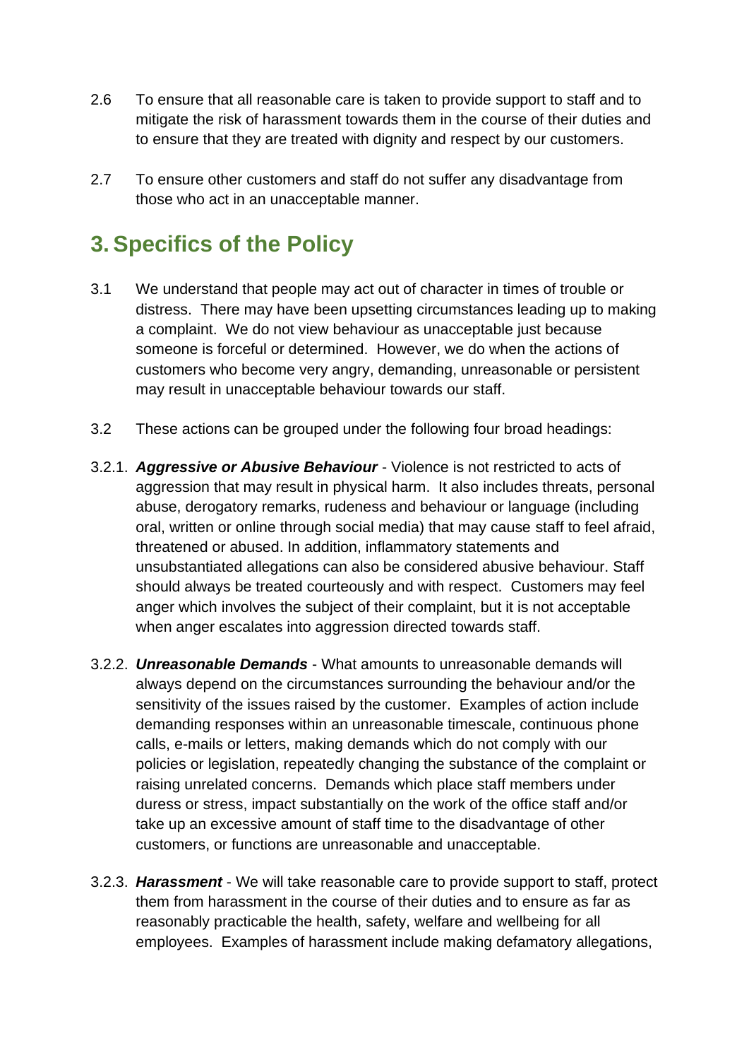2.6 To ensure that all reasonable care is taken to provide support to staff and to mitigate the risk of harassment towards them in the course of their duties and to ensure that they are treated with dignity and respect by our customers.

2.7 To ensure other customers and staff do not suffer any disadvantage from those who act in an unacceptable manner.

# 3. Specifics of the Policy

3.1 We understand that people may act out of character in times of trouble or distress. There may have been upsetting circumstances leading up to making a complaint. We do not view behaviour as unacceptable just because someone is forceful or determined. However, we do when the actions of customers who become very angry, demanding, unreasonable or persistent may result in unacceptable behaviour towards our staff.

3.2 These actions can be grouped under the following four broad headings:

3.2.1. ***Aggressive or Abusive Behaviour*** - Violence is not restricted to acts of aggression that may result in physical harm. It also includes threats, personal abuse, derogatory remarks, rudeness and behaviour or language (including oral, written or online through social media) that may cause staff to feel afraid, threatened or abused. In addition, inflammatory statements and unsubstantiated allegations can also be considered abusive behaviour. Staff should always be treated courteously and with respect. Customers may feel anger which involves the subject of their complaint, but it is not acceptable when anger escalates into aggression directed towards staff.

3.2.2. ***Unreasonable Demands*** - What amounts to unreasonable demands will always depend on the circumstances surrounding the behaviour and/or the sensitivity of the issues raised by the customer. Examples of action include demanding responses within an unreasonable timescale, continuous phone calls, e-mails or letters, making demands which do not comply with our policies or legislation, repeatedly changing the substance of the complaint or raising unrelated concerns. Demands which place staff members under duress or stress, impact substantially on the work of the office staff and/or take up an excessive amount of staff time to the disadvantage of other customers, or functions are unreasonable and unacceptable.

3.2.3. ***Harassment*** - We will take reasonable care to provide support to staff, protect them from harassment in the course of their duties and to ensure as far as reasonably practicable the health, safety, welfare and wellbeing for all employees. Examples of harassment include making defamatory allegations,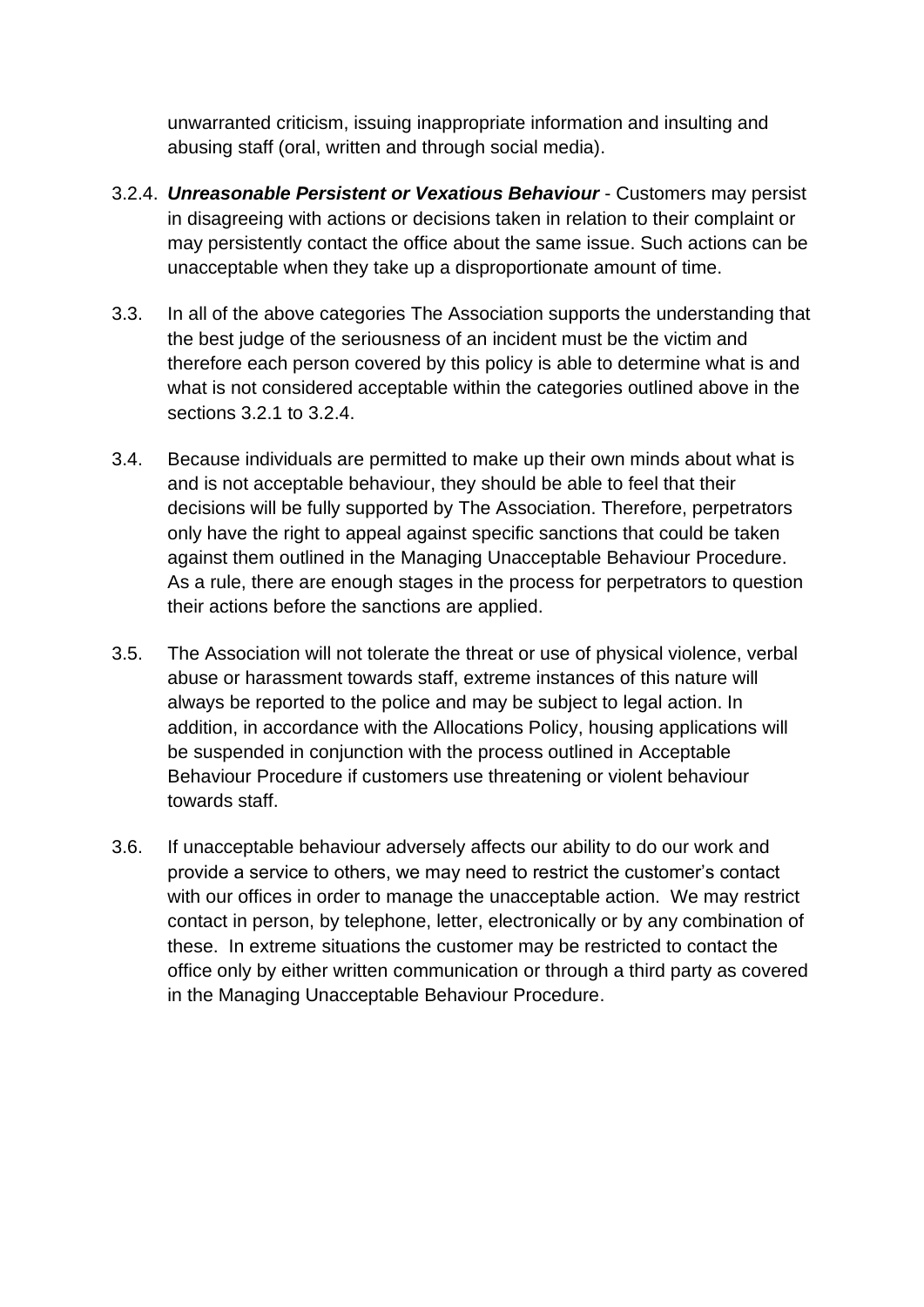unwarranted criticism, issuing inappropriate information and insulting and abusing staff (oral, written and through social media).

3.2.4. ***Unreasonable Persistent or Vexatious Behaviour*** - Customers may persist in disagreeing with actions or decisions taken in relation to their complaint or may persistently contact the office about the same issue. Such actions can be unacceptable when they take up a disproportionate amount of time.

3.3. In all of the above categories The Association supports the understanding that the best judge of the seriousness of an incident must be the victim and therefore each person covered by this policy is able to determine what is and what is not considered acceptable within the categories outlined above in the sections 3.2.1 to 3.2.4.

3.4. Because individuals are permitted to make up their own minds about what is and is not acceptable behaviour, they should be able to feel that their decisions will be fully supported by The Association. Therefore, perpetrators only have the right to appeal against specific sanctions that could be taken against them outlined in the Managing Unacceptable Behaviour Procedure. As a rule, there are enough stages in the process for perpetrators to question their actions before the sanctions are applied.

3.5. The Association will not tolerate the threat or use of physical violence, verbal abuse or harassment towards staff, extreme instances of this nature will always be reported to the police and may be subject to legal action. In addition, in accordance with the Allocations Policy, housing applications will be suspended in conjunction with the process outlined in Acceptable Behaviour Procedure if customers use threatening or violent behaviour towards staff.

3.6. If unacceptable behaviour adversely affects our ability to do our work and provide a service to others, we may need to restrict the customer's contact with our offices in order to manage the unacceptable action. We may restrict contact in person, by telephone, letter, electronically or by any combination of these. In extreme situations the customer may be restricted to contact the office only by either written communication or through a third party as covered in the Managing Unacceptable Behaviour Procedure.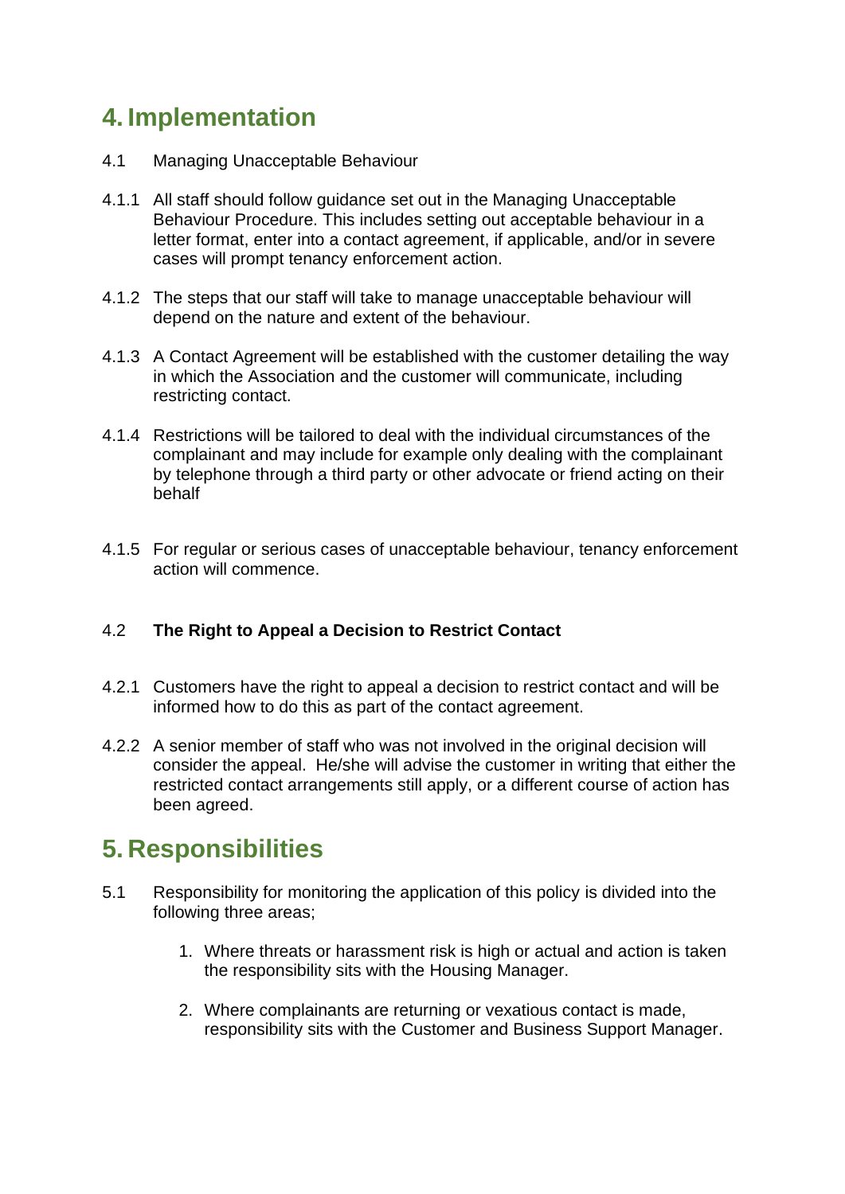# 4. Implementation

4.1 Managing Unacceptable Behaviour

4.1.1 All staff should follow guidance set out in the Managing Unacceptable Behaviour Procedure. This includes setting out acceptable behaviour in a letter format, enter into a contact agreement, if applicable, and/or in severe cases will prompt tenancy enforcement action.

4.1.2 The steps that our staff will take to manage unacceptable behaviour will depend on the nature and extent of the behaviour.

4.1.3 A Contact Agreement will be established with the customer detailing the way in which the Association and the customer will communicate, including restricting contact.

4.1.4 Restrictions will be tailored to deal with the individual circumstances of the complainant and may include for example only dealing with the complainant by telephone through a third party or other advocate or friend acting on their behalf

4.1.5 For regular or serious cases of unacceptable behaviour, tenancy enforcement action will commence.

4.2 **The Right to Appeal a Decision to Restrict Contact**

4.2.1 Customers have the right to appeal a decision to restrict contact and will be informed how to do this as part of the contact agreement.

4.2.2 A senior member of staff who was not involved in the original decision will consider the appeal. He/she will advise the customer in writing that either the restricted contact arrangements still apply, or a different course of action has been agreed.

# 5. Responsibilities

5.1 Responsibility for monitoring the application of this policy is divided into the following three areas;

1. Where threats or harassment risk is high or actual and action is taken the responsibility sits with the Housing Manager.
2. Where complainants are returning or vexatious contact is made, responsibility sits with the Customer and Business Support Manager.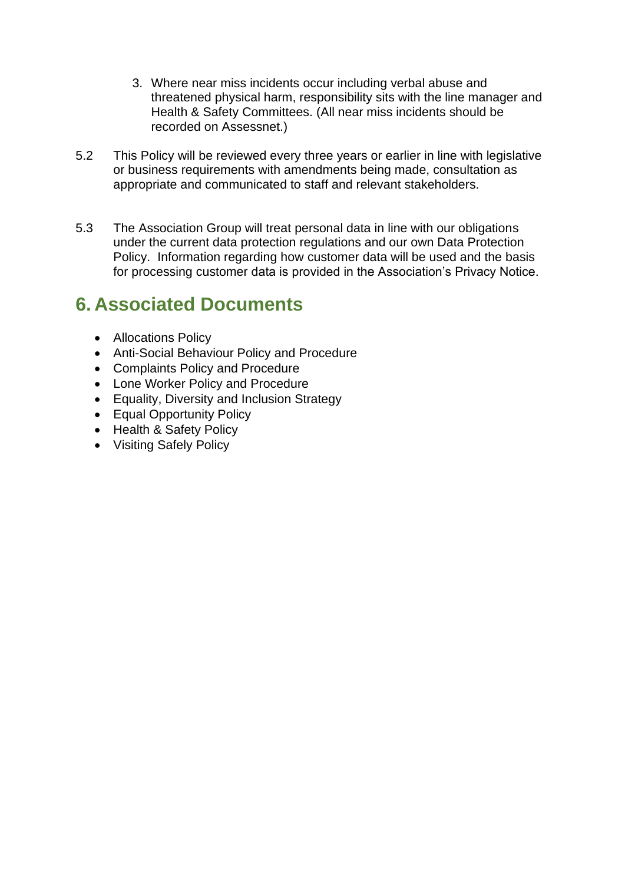3. Where near miss incidents occur including verbal abuse and threatened physical harm, responsibility sits with the line manager and Health & Safety Committees. (All near miss incidents should be recorded on Assessnet.)

5.2 This Policy will be reviewed every three years or earlier in line with legislative or business requirements with amendments being made, consultation as appropriate and communicated to staff and relevant stakeholders.

5.3 The Association Group will treat personal data in line with our obligations under the current data protection regulations and our own Data Protection Policy. Information regarding how customer data will be used and the basis for processing customer data is provided in the Association's Privacy Notice.

## 6. Associated Documents

- Allocations Policy
- Anti-Social Behaviour Policy and Procedure
- Complaints Policy and Procedure
- Lone Worker Policy and Procedure
- Equality, Diversity and Inclusion Strategy
- Equal Opportunity Policy
- Health & Safety Policy
- Visiting Safely Policy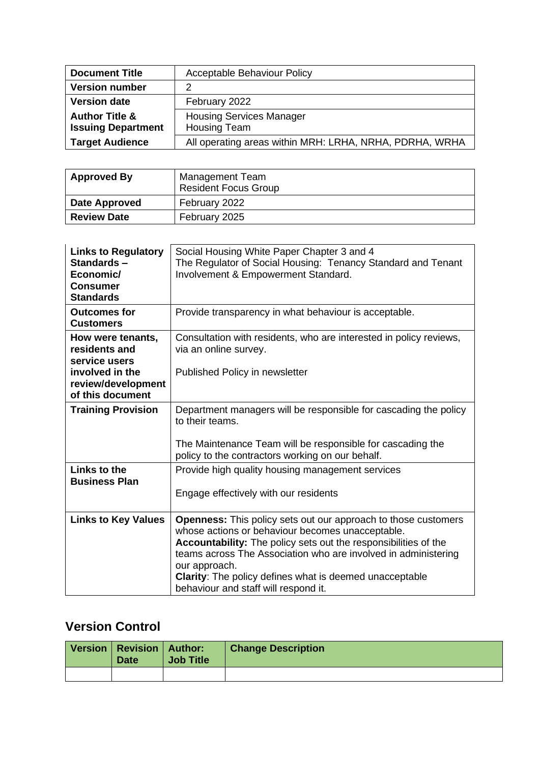| | |
|---|---|
| **Document Title** | Acceptable Behaviour Policy |
| **Version number** | 2 |
| **Version date** | February 2022 |
| **Author Title & Issuing Department** | Housing Services Manager<br>Housing Team |
| **Target Audience** | All operating areas within MRH: LRHA, NRHA, PDRHA, WRHA |

| | |
|---|---|
| **Approved By** | Management Team<br>Resident Focus Group |
| **Date Approved** | February 2022 |
| **Review Date** | February 2025 |

| | |
|---|---|
| **Links to Regulatory Standards – Economic/ Consumer Standards** | Social Housing White Paper Chapter 3 and 4<br>The Regulator of Social Housing: Tenancy Standard and Tenant Involvement & Empowerment Standard. |
| **Outcomes for Customers** | Provide transparency in what behaviour is acceptable. |
| **How were tenants, residents and service users involved in the review/development of this document** | Consultation with residents, who are interested in policy reviews, via an online survey.<br><br>Published Policy in newsletter |
| **Training Provision** | Department managers will be responsible for cascading the policy to their teams.<br><br>The Maintenance Team will be responsible for cascading the policy to the contractors working on our behalf. |
| **Links to the Business Plan** | Provide high quality housing management services<br><br>Engage effectively with our residents |
| **Links to Key Values** | **Openness:** This policy sets out our approach to those customers whose actions or behaviour becomes unacceptable.<br>**Accountability:** The policy sets out the responsibilities of the teams across The Association who are involved in administering our approach.<br>**Clarity**: The policy defines what is deemed unacceptable behaviour and staff will respond it. |

## Version Control

| Version | Revision Date | Author: Job Title | Change Description |
|---|---|---|---|
| | | | |